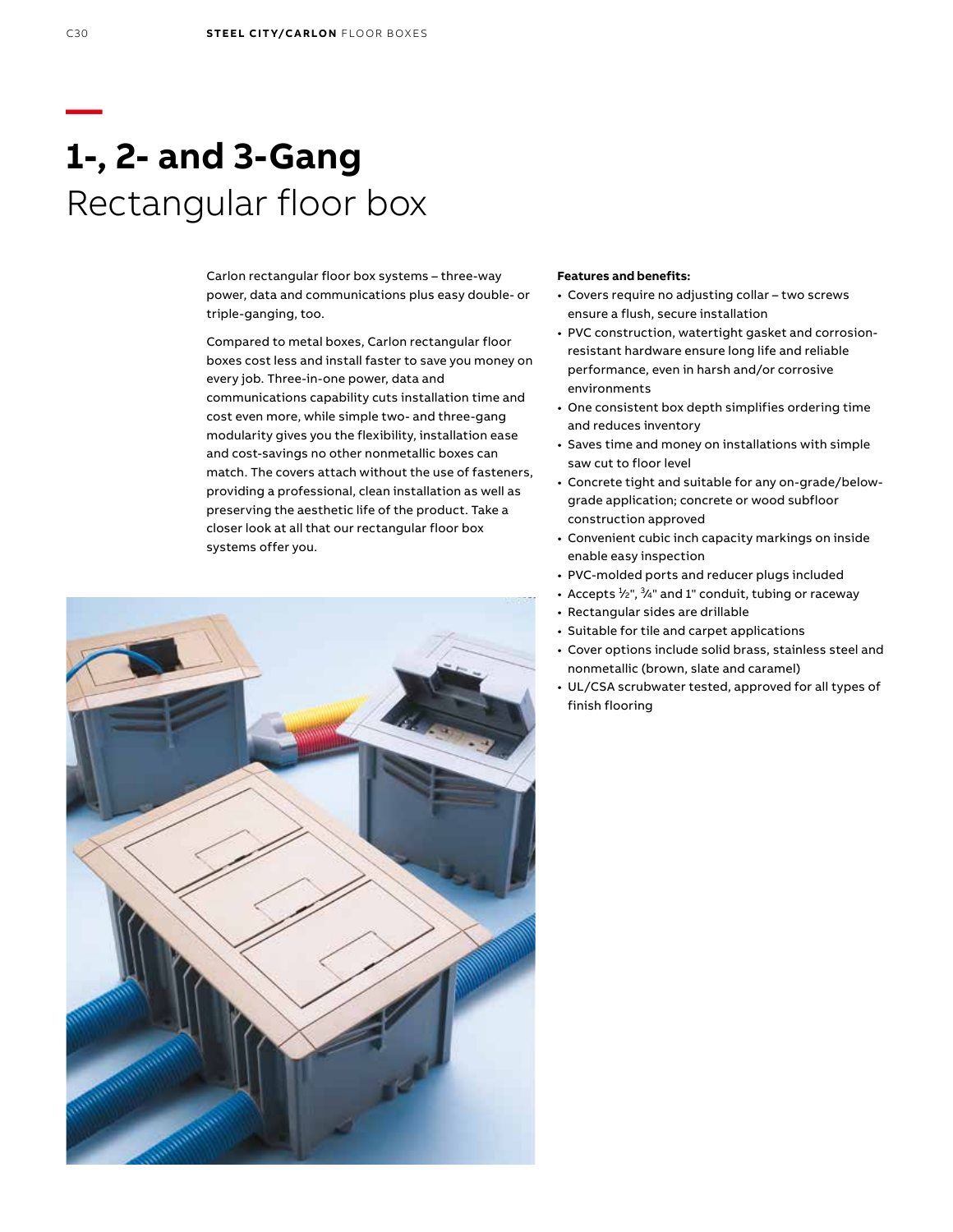# 1-, 2- and 3-Gang

## Rectangular floor box

Carlon rectangular floor box systems – three-way power, data and communications plus easy double- or triple-ganging, too.

Compared to metal boxes, Carlon rectangular floor boxes cost less and install faster to save you money on every job. Three-in-one power, data and communications capability cuts installation time and cost even more, while simple two- and three-gang modularity gives you the flexibility, installation ease and cost-savings no other nonmetallic boxes can match. The covers attach without the use of fasteners, providing a professional, clean installation as well as preserving the aesthetic life of the product. Take a closer look at all that our rectangular floor box systems offer you.

**Features and benefits:**

- Covers require no adjusting collar – two screws ensure a flush, secure installation
- PVC construction, watertight gasket and corrosion-resistant hardware ensure long life and reliable performance, even in harsh and/or corrosive environments
- One consistent box depth simplifies ordering time and reduces inventory
- Saves time and money on installations with simple saw cut to floor level
- Concrete tight and suitable for any on-grade/below-grade application; concrete or wood subfloor construction approved
- Convenient cubic inch capacity markings on inside enable easy inspection
- PVC-molded ports and reducer plugs included
- Accepts ½", ¾" and 1" conduit, tubing or raceway
- Rectangular sides are drillable
- Suitable for tile and carpet applications
- Cover options include solid brass, stainless steel and nonmetallic (brown, slate and caramel)
- UL/CSA scrubwater tested, approved for all types of finish flooring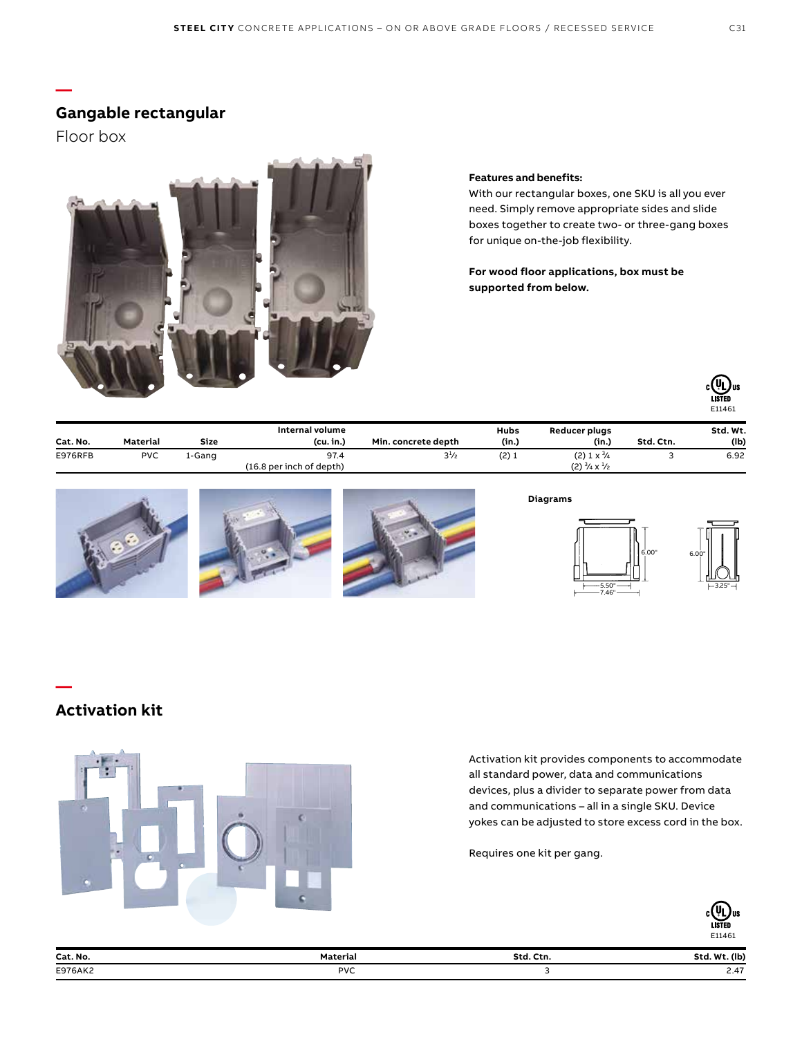## Gangable rectangular

Floor box

**Features and benefits:**

With our rectangular boxes, one SKU is all you ever need. Simply remove appropriate sides and slide boxes together to create two- or three-gang boxes for unique on-the-job flexibility.

**For wood floor applications, box must be supported from below.**

cULus LISTED E11461

| Cat. No. | Material | Size | Internal volume (cu. in.) | Min. concrete depth | Hubs (in.) | Reducer plugs (in.) | Std. Ctn. | Std. Wt. (lb) |
|---|---|---|---|---|---|---|---|---|
| E976RFB | PVC | 1-Gang | 97.4 (16.8 per inch of depth) | 3½ | (2) 1 | (2) 1 x ¾ (2) ¾ x ½ | 3 | 6.92 |

Diagrams

6.00" 5.50" 7.46" 6.00" 3.25"

## Activation kit

Activation kit provides components to accommodate all standard power, data and communications devices, plus a divider to separate power from data and communications – all in a single SKU. Device yokes can be adjusted to store excess cord in the box.

Requires one kit per gang.

cULus LISTED E11461

| Cat. No. | Material | Std. Ctn. | Std. Wt. (lb) |
|---|---|---|---|
| E976AK2 | PVC | 3 | 2.47 |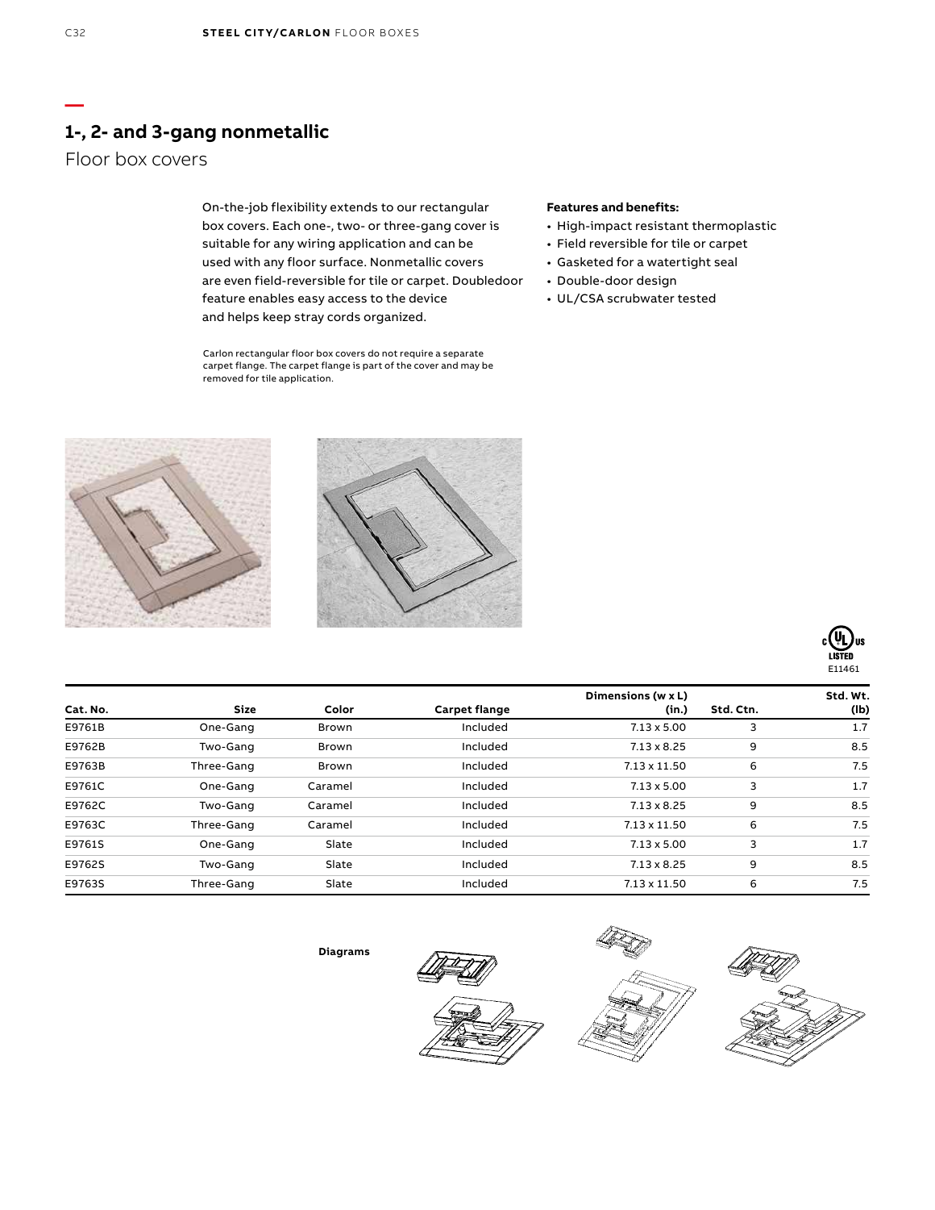## 1-, 2- and 3-gang nonmetallic

Floor box covers

On-the-job flexibility extends to our rectangular box covers. Each one-, two- or three-gang cover is suitable for any wiring application and can be used with any floor surface. Nonmetallic covers are even field-reversible for tile or carpet. Doubledoor feature enables easy access to the device and helps keep stray cords organized.

Carlon rectangular floor box covers do not require a separate carpet flange. The carpet flange is part of the cover and may be removed for tile application.

**Features and benefits:**

- High-impact resistant thermoplastic
- Field reversible for tile or carpet
- Gasketed for a watertight seal
- Double-door design
- UL/CSA scrubwater tested

E11461

| Cat. No. | Size | Color | Carpet flange | Dimensions (w x L) (in.) | Std. Ctn. | Std. Wt. (lb) |
|---|---|---|---|---|---|---|
| E9761B | One-Gang | Brown | Included | 7.13 x 5.00 | 3 | 1.7 |
| E9762B | Two-Gang | Brown | Included | 7.13 x 8.25 | 9 | 8.5 |
| E9763B | Three-Gang | Brown | Included | 7.13 x 11.50 | 6 | 7.5 |
| E9761C | One-Gang | Caramel | Included | 7.13 x 5.00 | 3 | 1.7 |
| E9762C | Two-Gang | Caramel | Included | 7.13 x 8.25 | 9 | 8.5 |
| E9763C | Three-Gang | Caramel | Included | 7.13 x 11.50 | 6 | 7.5 |
| E9761S | One-Gang | Slate | Included | 7.13 x 5.00 | 3 | 1.7 |
| E9762S | Two-Gang | Slate | Included | 7.13 x 8.25 | 9 | 8.5 |
| E9763S | Three-Gang | Slate | Included | 7.13 x 11.50 | 6 | 7.5 |

**Diagrams**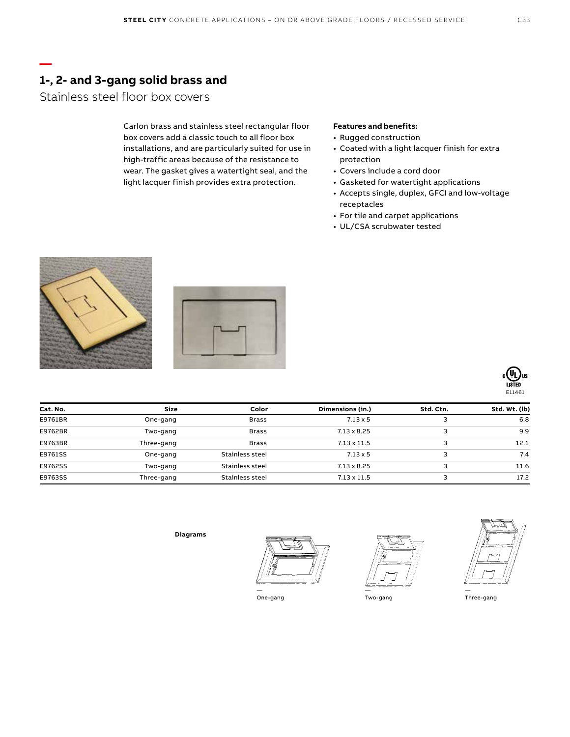## 1-, 2- and 3-gang solid brass and

Stainless steel floor box covers

Carlon brass and stainless steel rectangular floor box covers add a classic touch to all floor box installations, and are particularly suited for use in high-traffic areas because of the resistance to wear. The gasket gives a watertight seal, and the light lacquer finish provides extra protection.

**Features and benefits:**

- Rugged construction
- Coated with a light lacquer finish for extra protection
- Covers include a cord door
- Gasketed for watertight applications
- Accepts single, duplex, GFCI and low-voltage receptacles
- For tile and carpet applications
- UL/CSA scrubwater tested

c UL us LISTED
E11461

| Cat. No. | Size | Color | Dimensions (in.) | Std. Ctn. | Std. Wt. (lb) |
|---|---|---|---|---|---|
| E9761BR | One-gang | Brass | 7.13 x 5 | 3 | 6.8 |
| E9762BR | Two-gang | Brass | 7.13 x 8.25 | 3 | 9.9 |
| E9763BR | Three-gang | Brass | 7.13 x 11.5 | 3 | 12.1 |
| E9761SS | One-gang | Stainless steel | 7.13 x 5 | 3 | 7.4 |
| E9762SS | Two-gang | Stainless steel | 7.13 x 8.25 | 3 | 11.6 |
| E9763SS | Three-gang | Stainless steel | 7.13 x 11.5 | 3 | 17.2 |

**Diagrams**

One-gang

Two-gang

Three-gang